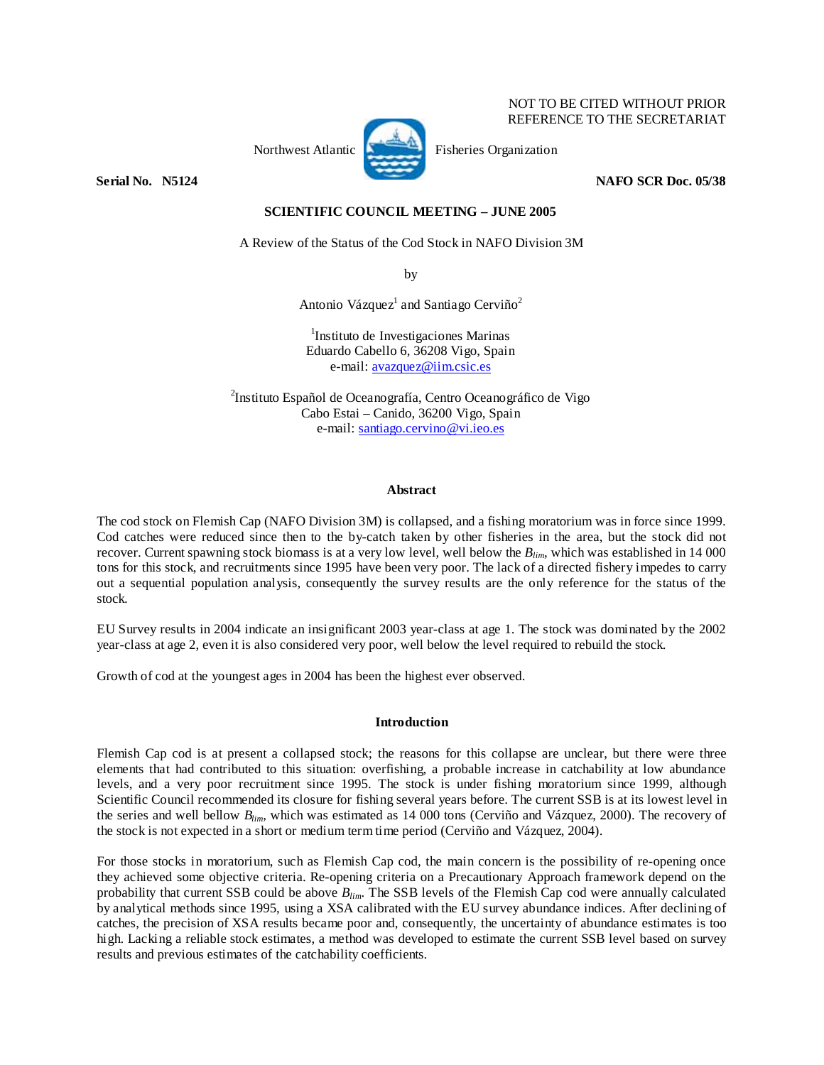NOT TO BE CITED WITHOUT PRIOR REFERENCE TO THE SECRETARIAT

Northwest Atlantic Fisheries Organization

**Serial No. N5124** **NAFO SCR Doc. 05/38**

**SCIENTIFIC COUNCIL MEETING – JUNE 2005**

A Review of the Status of the Cod Stock in NAFO Division 3M

by

Antonio Vázquez[1] and Santiago Cerviño[2]

[1]Instituto de Investigaciones Marinas
Eduardo Cabello 6, 36208 Vigo, Spain
e-mail: avazquez@iim.csic.es

[2]Instituto Español de Oceanografía, Centro Oceanográfico de Vigo
Cabo Estai – Canido, 36200 Vigo, Spain
e-mail: santiago.cervino@vi.ieo.es

## Abstract

The cod stock on Flemish Cap (NAFO Division 3M) is collapsed, and a fishing moratorium was in force since 1999. Cod catches were reduced since then to the by-catch taken by other fisheries in the area, but the stock did not recover. Current spawning stock biomass is at a very low level, well below the $B_{lim}$, which was established in 14 000 tons for this stock, and recruitments since 1995 have been very poor. The lack of a directed fishery impedes to carry out a sequential population analysis, consequently the survey results are the only reference for the status of the stock.

EU Survey results in 2004 indicate an insignificant 2003 year-class at age 1. The stock was dominated by the 2002 year-class at age 2, even it is also considered very poor, well below the level required to rebuild the stock.

Growth of cod at the youngest ages in 2004 has been the highest ever observed.

## Introduction

Flemish Cap cod is at present a collapsed stock; the reasons for this collapse are unclear, but there were three elements that had contributed to this situation: overfishing, a probable increase in catchability at low abundance levels, and a very poor recruitment since 1995. The stock is under fishing moratorium since 1999, although Scientific Council recommended its closure for fishing several years before. The current SSB is at its lowest level in the series and well bellow $B_{lim}$, which was estimated as 14 000 tons (Cerviño and Vázquez, 2000). The recovery of the stock is not expected in a short or medium term time period (Cerviño and Vázquez, 2004).

For those stocks in moratorium, such as Flemish Cap cod, the main concern is the possibility of re-opening once they achieved some objective criteria. Re-opening criteria on a Precautionary Approach framework depend on the probability that current SSB could be above $B_{lim}$. The SSB levels of the Flemish Cap cod were annually calculated by analytical methods since 1995, using a XSA calibrated with the EU survey abundance indices. After declining of catches, the precision of XSA results became poor and, consequently, the uncertainty of abundance estimates is too high. Lacking a reliable stock estimates, a method was developed to estimate the current SSB level based on survey results and previous estimates of the catchability coefficients.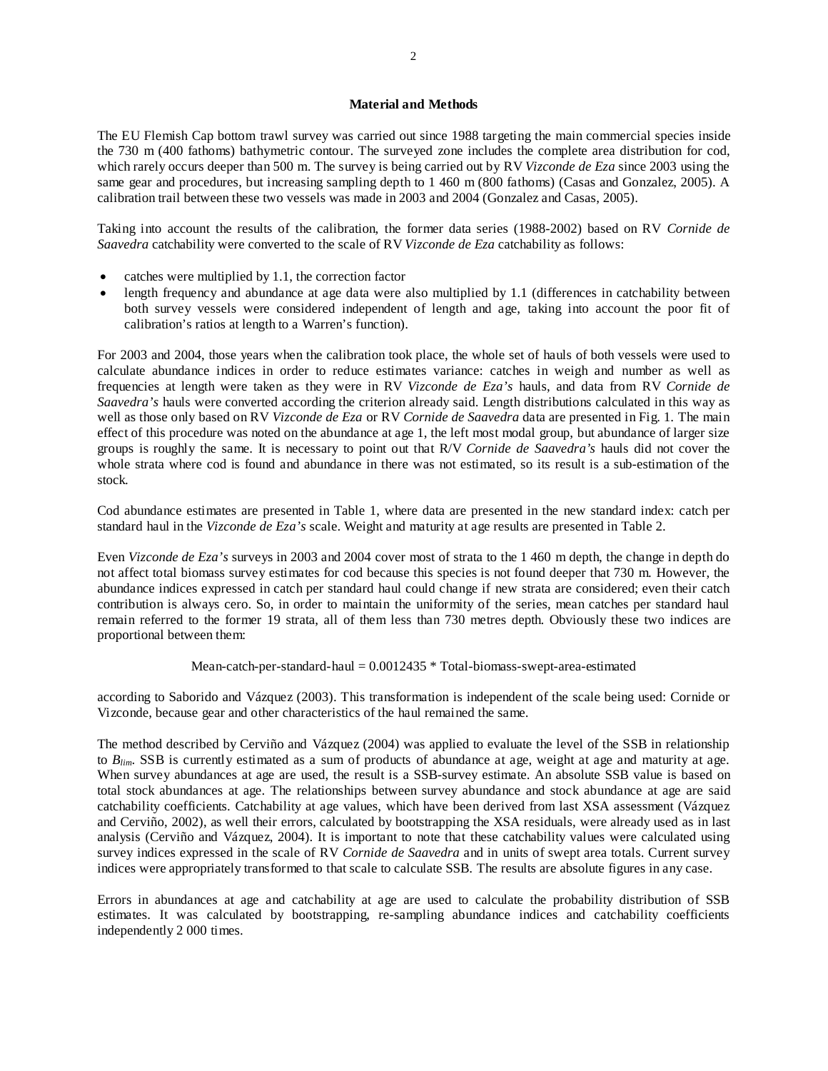## Material and Methods

The EU Flemish Cap bottom trawl survey was carried out since 1988 targeting the main commercial species inside the 730 m (400 fathoms) bathymetric contour. The surveyed zone includes the complete area distribution for cod, which rarely occurs deeper than 500 m. The survey is being carried out by RV *Vizconde de Eza* since 2003 using the same gear and procedures, but increasing sampling depth to 1 460 m (800 fathoms) (Casas and Gonzalez, 2005). A calibration trail between these two vessels was made in 2003 and 2004 (Gonzalez and Casas, 2005).

Taking into account the results of the calibration, the former data series (1988-2002) based on RV *Cornide de Saavedra* catchability were converted to the scale of RV *Vizconde de Eza* catchability as follows:

- catches were multiplied by 1.1, the correction factor
- length frequency and abundance at age data were also multiplied by 1.1 (differences in catchability between both survey vessels were considered independent of length and age, taking into account the poor fit of calibration's ratios at length to a Warren's function).

For 2003 and 2004, those years when the calibration took place, the whole set of hauls of both vessels were used to calculate abundance indices in order to reduce estimates variance: catches in weigh and number as well as frequencies at length were taken as they were in RV *Vizconde de Eza's* hauls, and data from RV *Cornide de Saavedra's* hauls were converted according the criterion already said. Length distributions calculated in this way as well as those only based on RV *Vizconde de Eza* or RV *Cornide de Saavedra* data are presented in Fig. 1. The main effect of this procedure was noted on the abundance at age 1, the left most modal group, but abundance of larger size groups is roughly the same. It is necessary to point out that R/V *Cornide de Saavedra's* hauls did not cover the whole strata where cod is found and abundance in there was not estimated, so its result is a sub-estimation of the stock.

Cod abundance estimates are presented in Table 1, where data are presented in the new standard index: catch per standard haul in the *Vizconde de Eza's* scale. Weight and maturity at age results are presented in Table 2.

Even *Vizconde de Eza's* surveys in 2003 and 2004 cover most of strata to the 1 460 m depth, the change in depth do not affect total biomass survey estimates for cod because this species is not found deeper that 730 m. However, the abundance indices expressed in catch per standard haul could change if new strata are considered; even their catch contribution is always cero. So, in order to maintain the uniformity of the series, mean catches per standard haul remain referred to the former 19 strata, all of them less than 730 metres depth. Obviously these two indices are proportional between them:

$$\text{Mean-catch-per-standard-haul} = 0.0012435 * \text{Total-biomass-swept-area-estimated}$$

according to Saborido and Vázquez (2003). This transformation is independent of the scale being used: Cornide or Vizconde, because gear and other characteristics of the haul remained the same.

The method described by Cerviño and Vázquez (2004) was applied to evaluate the level of the SSB in relationship to $B_{lim}$. SSB is currently estimated as a sum of products of abundance at age, weight at age and maturity at age. When survey abundances at age are used, the result is a SSB-survey estimate. An absolute SSB value is based on total stock abundances at age. The relationships between survey abundance and stock abundance at age are said catchability coefficients. Catchability at age values, which have been derived from last XSA assessment (Vázquez and Cerviño, 2002), as well their errors, calculated by bootstrapping the XSA residuals, were already used as in last analysis (Cerviño and Vázquez, 2004). It is important to note that these catchability values were calculated using survey indices expressed in the scale of RV *Cornide de Saavedra* and in units of swept area totals. Current survey indices were appropriately transformed to that scale to calculate SSB. The results are absolute figures in any case.

Errors in abundances at age and catchability at age are used to calculate the probability distribution of SSB estimates. It was calculated by bootstrapping, re-sampling abundance indices and catchability coefficients independently 2 000 times.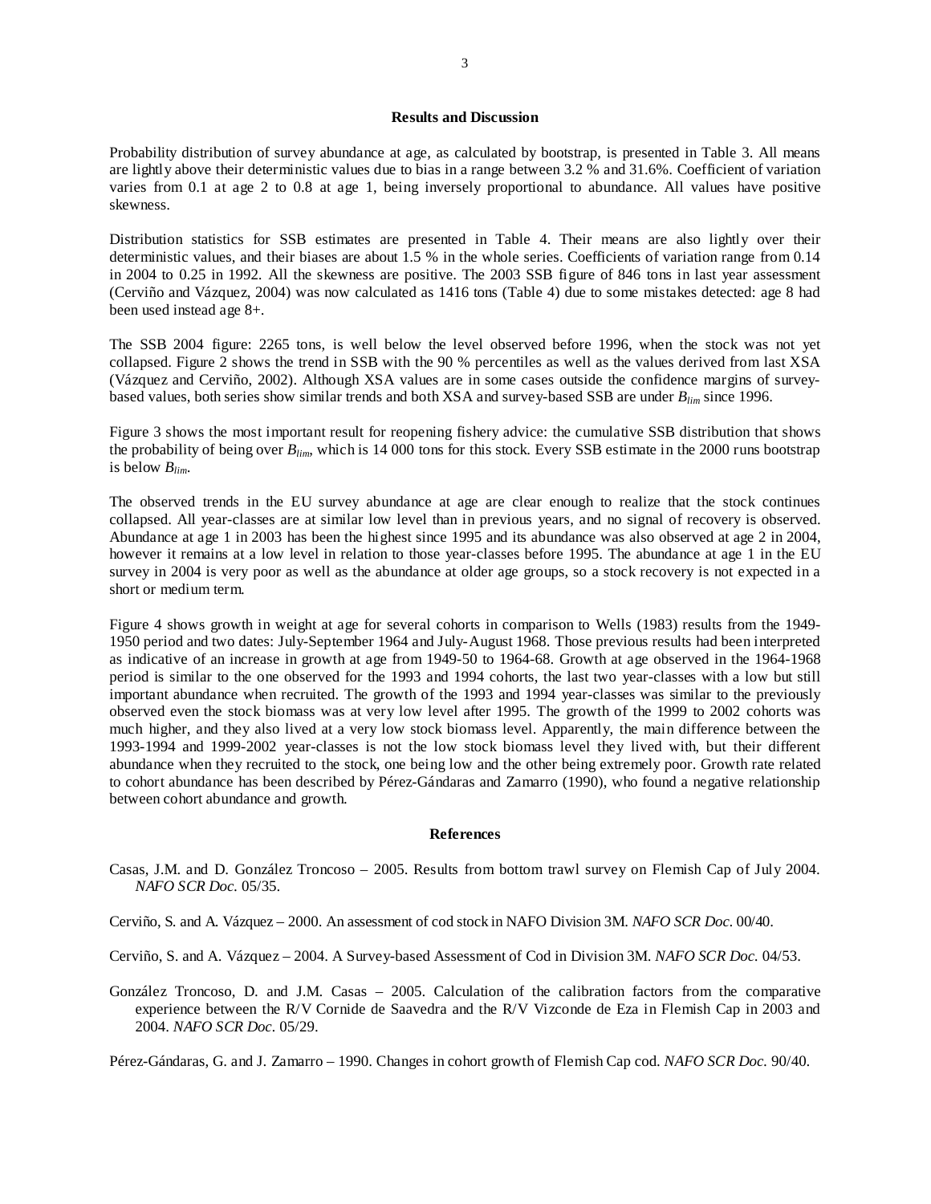## Results and Discussion

Probability distribution of survey abundance at age, as calculated by bootstrap, is presented in Table 3. All means are lightly above their deterministic values due to bias in a range between 3.2 % and 31.6%. Coefficient of variation varies from 0.1 at age 2 to 0.8 at age 1, being inversely proportional to abundance. All values have positive skewness.

Distribution statistics for SSB estimates are presented in Table 4. Their means are also lightly over their deterministic values, and their biases are about 1.5 % in the whole series. Coefficients of variation range from 0.14 in 2004 to 0.25 in 1992. All the skewness are positive. The 2003 SSB figure of 846 tons in last year assessment (Cerviño and Vázquez, 2004) was now calculated as 1416 tons (Table 4) due to some mistakes detected: age 8 had been used instead age 8+.

The SSB 2004 figure: 2265 tons, is well below the level observed before 1996, when the stock was not yet collapsed. Figure 2 shows the trend in SSB with the 90 % percentiles as well as the values derived from last XSA (Vázquez and Cerviño, 2002). Although XSA values are in some cases outside the confidence margins of survey-based values, both series show similar trends and both XSA and survey-based SSB are under $B_{lim}$ since 1996.

Figure 3 shows the most important result for reopening fishery advice: the cumulative SSB distribution that shows the probability of being over $B_{lim}$, which is 14 000 tons for this stock. Every SSB estimate in the 2000 runs bootstrap is below $B_{lim}$.

The observed trends in the EU survey abundance at age are clear enough to realize that the stock continues collapsed. All year-classes are at similar low level than in previous years, and no signal of recovery is observed. Abundance at age 1 in 2003 has been the highest since 1995 and its abundance was also observed at age 2 in 2004, however it remains at a low level in relation to those year-classes before 1995. The abundance at age 1 in the EU survey in 2004 is very poor as well as the abundance at older age groups, so a stock recovery is not expected in a short or medium term.

Figure 4 shows growth in weight at age for several cohorts in comparison to Wells (1983) results from the 1949-1950 period and two dates: July-September 1964 and July-August 1968. Those previous results had been interpreted as indicative of an increase in growth at age from 1949-50 to 1964-68. Growth at age observed in the 1964-1968 period is similar to the one observed for the 1993 and 1994 cohorts, the last two year-classes with a low but still important abundance when recruited. The growth of the 1993 and 1994 year-classes was similar to the previously observed even the stock biomass was at very low level after 1995. The growth of the 1999 to 2002 cohorts was much higher, and they also lived at a very low stock biomass level. Apparently, the main difference between the 1993-1994 and 1999-2002 year-classes is not the low stock biomass level they lived with, but their different abundance when they recruited to the stock, one being low and the other being extremely poor. Growth rate related to cohort abundance has been described by Pérez-Gándaras and Zamarro (1990), who found a negative relationship between cohort abundance and growth.

## References

Casas, J.M. and D. González Troncoso – 2005. Results from bottom trawl survey on Flemish Cap of July 2004. *NAFO SCR Doc.* 05/35.

Cerviño, S. and A. Vázquez – 2000. An assessment of cod stock in NAFO Division 3M. *NAFO SCR Doc.* 00/40.

Cerviño, S. and A. Vázquez – 2004. A Survey-based Assessment of Cod in Division 3M. *NAFO SCR Doc.* 04/53.

González Troncoso, D. and J.M. Casas – 2005. Calculation of the calibration factors from the comparative experience between the R/V Cornide de Saavedra and the R/V Vizconde de Eza in Flemish Cap in 2003 and 2004. *NAFO SCR Doc.* 05/29.

Pérez-Gándaras, G. and J. Zamarro – 1990. Changes in cohort growth of Flemish Cap cod. *NAFO SCR Doc.* 90/40.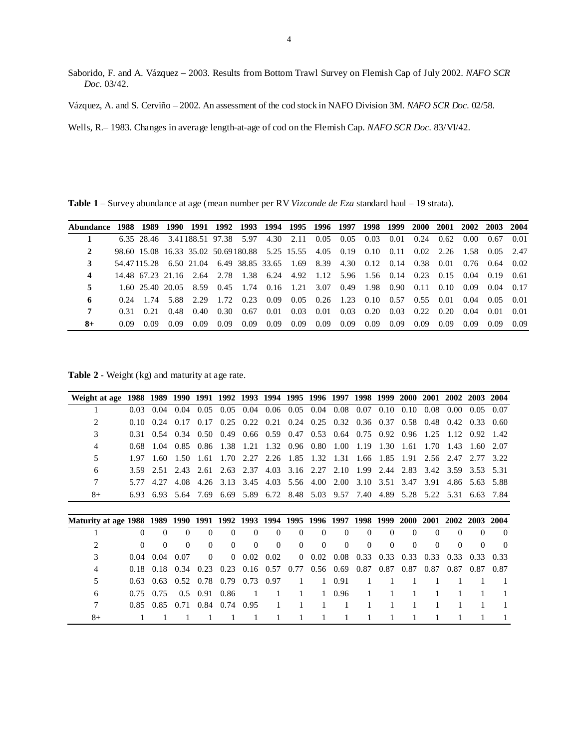Saborido, F. and A. Vázquez – 2003. Results from Bottom Trawl Survey on Flemish Cap of July 2002. *NAFO SCR Doc.* 03/42.

Vázquez, A. and S. Cerviño – 2002. An assessment of the cod stock in NAFO Division 3M. *NAFO SCR Doc.* 02/58.

Wells, R.– 1983. Changes in average length-at-age of cod on the Flemish Cap. *NAFO SCR Doc.* 83/VI/42.

**Table 1** – Survey abundance at age (mean number per RV *Vizconde de Eza* standard haul – 19 strata).

| Abundance | 1988 | 1989 | 1990 | 1991 | 1992 | 1993 | 1994 | 1995 | 1996 | 1997 | 1998 | 1999 | 2000 | 2001 | 2002 | 2003 | 2004 |
|---|---|---|---|---|---|---|---|---|---|---|---|---|---|---|---|---|---|
| **1** | 6.35 | 28.46 | 3.41 | 188.51 | 97.38 | 5.97 | 4.30 | 2.11 | 0.05 | 0.05 | 0.03 | 0.01 | 0.24 | 0.62 | 0.00 | 0.67 | 0.01 |
| **2** | 98.60 | 15.08 | 16.33 | 35.02 | 50.69 | 180.88 | 5.25 | 15.55 | 4.05 | 0.19 | 0.10 | 0.11 | 0.02 | 2.26 | 1.58 | 0.05 | 2.47 |
| **3** | 54.47 | 115.28 | 6.50 | 21.04 | 6.49 | 38.85 | 33.65 | 1.69 | 8.39 | 4.30 | 0.12 | 0.14 | 0.38 | 0.01 | 0.76 | 0.64 | 0.02 |
| **4** | 14.48 | 67.23 | 21.16 | 2.64 | 2.78 | 1.38 | 6.24 | 4.92 | 1.12 | 5.96 | 1.56 | 0.14 | 0.23 | 0.15 | 0.04 | 0.19 | 0.61 |
| **5** | 1.60 | 25.40 | 20.05 | 8.59 | 0.45 | 1.74 | 0.16 | 1.21 | 3.07 | 0.49 | 1.98 | 0.90 | 0.11 | 0.10 | 0.09 | 0.04 | 0.17 |
| **6** | 0.24 | 1.74 | 5.88 | 2.29 | 1.72 | 0.23 | 0.09 | 0.05 | 0.26 | 1.23 | 0.10 | 0.57 | 0.55 | 0.01 | 0.04 | 0.05 | 0.01 |
| **7** | 0.31 | 0.21 | 0.48 | 0.40 | 0.30 | 0.67 | 0.01 | 0.03 | 0.01 | 0.03 | 0.20 | 0.03 | 0.22 | 0.20 | 0.04 | 0.01 | 0.01 |
| **8+** | 0.09 | 0.09 | 0.09 | 0.09 | 0.09 | 0.09 | 0.09 | 0.09 | 0.09 | 0.09 | 0.09 | 0.09 | 0.09 | 0.09 | 0.09 | 0.09 | 0.09 |

**Table 2** - Weight (kg) and maturity at age rate.

| Weight at age | 1988 | 1989 | 1990 | 1991 | 1992 | 1993 | 1994 | 1995 | 1996 | 1997 | 1998 | 1999 | 2000 | 2001 | 2002 | 2003 | 2004 |
|---|---|---|---|---|---|---|---|---|---|---|---|---|---|---|---|---|---|
| 1 | 0.03 | 0.04 | 0.04 | 0.05 | 0.05 | 0.04 | 0.06 | 0.05 | 0.04 | 0.08 | 0.07 | 0.10 | 0.10 | 0.08 | 0.00 | 0.05 | 0.07 |
| 2 | 0.10 | 0.24 | 0.17 | 0.17 | 0.25 | 0.22 | 0.21 | 0.24 | 0.25 | 0.32 | 0.36 | 0.37 | 0.58 | 0.48 | 0.42 | 0.33 | 0.60 |
| 3 | 0.31 | 0.54 | 0.34 | 0.50 | 0.49 | 0.66 | 0.59 | 0.47 | 0.53 | 0.64 | 0.75 | 0.92 | 0.96 | 1.25 | 1.12 | 0.92 | 1.42 |
| 4 | 0.68 | 1.04 | 0.85 | 0.86 | 1.38 | 1.21 | 1.32 | 0.96 | 0.80 | 1.00 | 1.19 | 1.30 | 1.61 | 1.70 | 1.43 | 1.60 | 2.07 |
| 5 | 1.97 | 1.60 | 1.50 | 1.61 | 1.70 | 2.27 | 2.26 | 1.85 | 1.32 | 1.31 | 1.66 | 1.85 | 1.91 | 2.56 | 2.47 | 2.77 | 3.22 |
| 6 | 3.59 | 2.51 | 2.43 | 2.61 | 2.63 | 2.37 | 4.03 | 3.16 | 2.27 | 2.10 | 1.99 | 2.44 | 2.83 | 3.42 | 3.59 | 3.53 | 5.31 |
| 7 | 5.77 | 4.27 | 4.08 | 4.26 | 3.13 | 3.45 | 4.03 | 5.56 | 4.00 | 2.00 | 3.10 | 3.51 | 3.47 | 3.91 | 4.86 | 5.63 | 5.88 |
| 8+ | 6.93 | 6.93 | 5.64 | 7.69 | 6.69 | 5.89 | 6.72 | 8.48 | 5.03 | 9.57 | 7.40 | 4.89 | 5.28 | 5.22 | 5.31 | 6.63 | 7.84 |

| Maturity at age | 1988 | 1989 | 1990 | 1991 | 1992 | 1993 | 1994 | 1995 | 1996 | 1997 | 1998 | 1999 | 2000 | 2001 | 2002 | 2003 | 2004 |
|---|---|---|---|---|---|---|---|---|---|---|---|---|---|---|---|---|---|
| 1 | 0 | 0 | 0 | 0 | 0 | 0 | 0 | 0 | 0 | 0 | 0 | 0 | 0 | 0 | 0 | 0 | 0 |
| 2 | 0 | 0 | 0 | 0 | 0 | 0 | 0 | 0 | 0 | 0 | 0 | 0 | 0 | 0 | 0 | 0 | 0 |
| 3 | 0.04 | 0.04 | 0.07 | 0 | 0 | 0.02 | 0.02 | 0 | 0.02 | 0.08 | 0.33 | 0.33 | 0.33 | 0.33 | 0.33 | 0.33 | 0.33 |
| 4 | 0.18 | 0.18 | 0.34 | 0.23 | 0.23 | 0.16 | 0.57 | 0.77 | 0.56 | 0.69 | 0.87 | 0.87 | 0.87 | 0.87 | 0.87 | 0.87 | 0.87 |
| 5 | 0.63 | 0.63 | 0.52 | 0.78 | 0.79 | 0.73 | 0.97 | 1 | 1 | 0.91 | 1 | 1 | 1 | 1 | 1 | 1 | 1 |
| 6 | 0.75 | 0.75 | 0.5 | 0.91 | 0.86 | 1 | 1 | 1 | 1 | 0.96 | 1 | 1 | 1 | 1 | 1 | 1 | 1 |
| 7 | 0.85 | 0.85 | 0.71 | 0.84 | 0.74 | 0.95 | 1 | 1 | 1 | 1 | 1 | 1 | 1 | 1 | 1 | 1 | 1 |
| 8+ | 1 | 1 | 1 | 1 | 1 | 1 | 1 | 1 | 1 | 1 | 1 | 1 | 1 | 1 | 1 | 1 | 1 |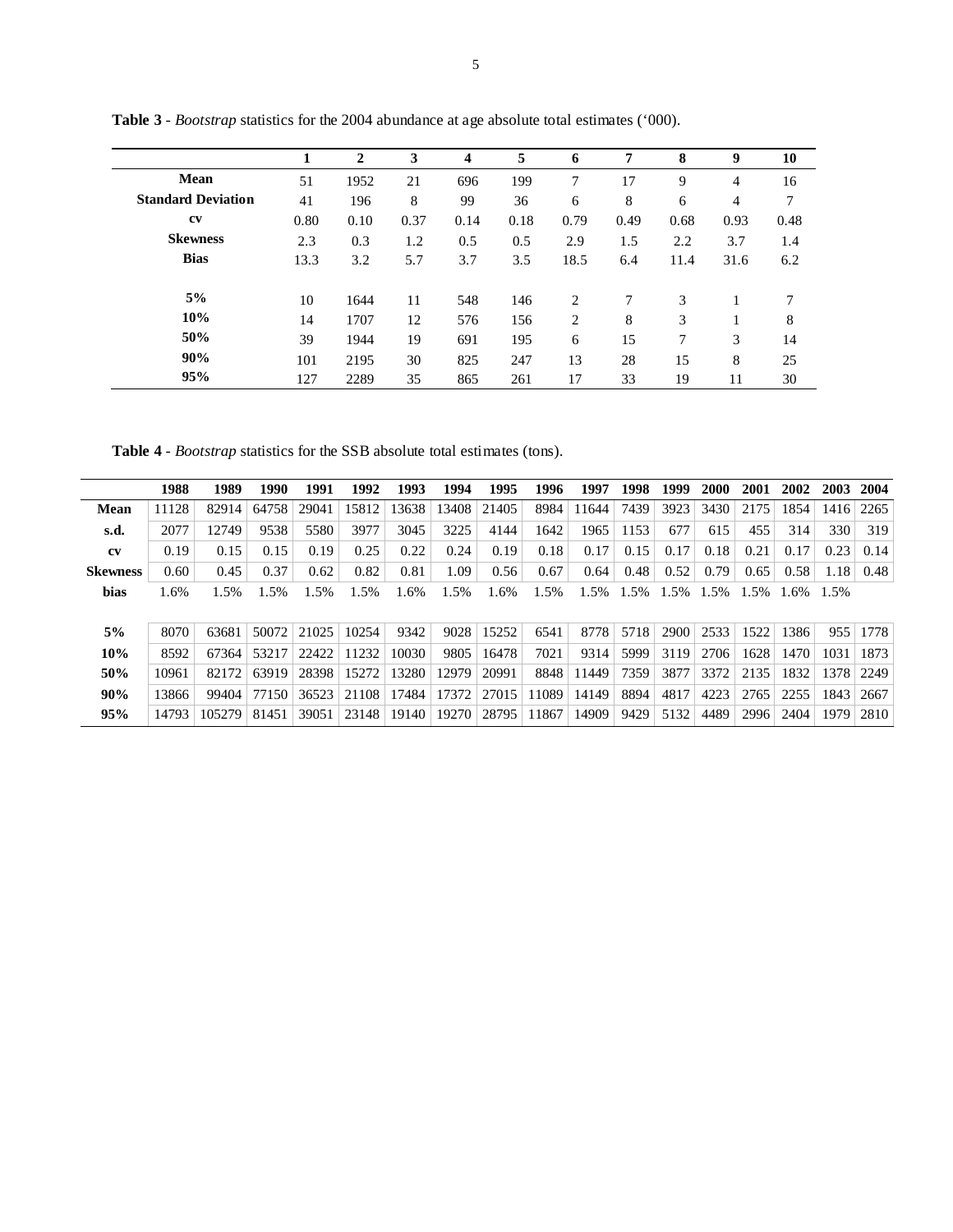**Table 3** - *Bootstrap* statistics for the 2004 abundance at age absolute total estimates ('000).

| | 1 | 2 | 3 | 4 | 5 | 6 | 7 | 8 | 9 | 10 |
|---|---|---|---|---|---|---|---|---|---|---|
| **Mean** | 51 | 1952 | 21 | 696 | 199 | 7 | 17 | 9 | 4 | 16 |
| **Standard Deviation** | 41 | 196 | 8 | 99 | 36 | 6 | 8 | 6 | 4 | 7 |
| **cv** | 0.80 | 0.10 | 0.37 | 0.14 | 0.18 | 0.79 | 0.49 | 0.68 | 0.93 | 0.48 |
| **Skewness** | 2.3 | 0.3 | 1.2 | 0.5 | 0.5 | 2.9 | 1.5 | 2.2 | 3.7 | 1.4 |
| **Bias** | 13.3 | 3.2 | 5.7 | 3.7 | 3.5 | 18.5 | 6.4 | 11.4 | 31.6 | 6.2 |
| | | | | | | | | | | |
| **5%** | 10 | 1644 | 11 | 548 | 146 | 2 | 7 | 3 | 1 | 7 |
| **10%** | 14 | 1707 | 12 | 576 | 156 | 2 | 8 | 3 | 1 | 8 |
| **50%** | 39 | 1944 | 19 | 691 | 195 | 6 | 15 | 7 | 3 | 14 |
| **90%** | 101 | 2195 | 30 | 825 | 247 | 13 | 28 | 15 | 8 | 25 |
| **95%** | 127 | 2289 | 35 | 865 | 261 | 17 | 33 | 19 | 11 | 30 |

**Table 4** - *Bootstrap* statistics for the SSB absolute total estimates (tons).

| | 1988 | 1989 | 1990 | 1991 | 1992 | 1993 | 1994 | 1995 | 1996 | 1997 | 1998 | 1999 | 2000 | 2001 | 2002 | 2003 | 2004 |
|---|---|---|---|---|---|---|---|---|---|---|---|---|---|---|---|---|---|
| **Mean** | 11128 | 82914 | 64758 | 29041 | 15812 | 13638 | 13408 | 21405 | 8984 | 11644 | 7439 | 3923 | 3430 | 2175 | 1854 | 1416 | 2265 |
| **s.d.** | 2077 | 12749 | 9538 | 5580 | 3977 | 3045 | 3225 | 4144 | 1642 | 1965 | 1153 | 677 | 615 | 455 | 314 | 330 | 319 |
| **cv** | 0.19 | 0.15 | 0.15 | 0.19 | 0.25 | 0.22 | 0.24 | 0.19 | 0.18 | 0.17 | 0.15 | 0.17 | 0.18 | 0.21 | 0.17 | 0.23 | 0.14 |
| **Skewness** | 0.60 | 0.45 | 0.37 | 0.62 | 0.82 | 0.81 | 1.09 | 0.56 | 0.67 | 0.64 | 0.48 | 0.52 | 0.79 | 0.65 | 0.58 | 1.18 | 0.48 |
| **bias** | 1.6% | 1.5% | 1.5% | 1.5% | 1.5% | 1.6% | 1.5% | 1.6% | 1.5% | 1.5% | 1.5% | 1.5% | 1.5% | 1.5% | 1.6% | 1.5% | |
| | | | | | | | | | | | | | | | | | |
| **5%** | 8070 | 63681 | 50072 | 21025 | 10254 | 9342 | 9028 | 15252 | 6541 | 8778 | 5718 | 2900 | 2533 | 1522 | 1386 | 955 | 1778 |
| **10%** | 8592 | 67364 | 53217 | 22422 | 11232 | 10030 | 9805 | 16478 | 7021 | 9314 | 5999 | 3119 | 2706 | 1628 | 1470 | 1031 | 1873 |
| **50%** | 10961 | 82172 | 63919 | 28398 | 15272 | 13280 | 12979 | 20991 | 8848 | 11449 | 7359 | 3877 | 3372 | 2135 | 1832 | 1378 | 2249 |
| **90%** | 13866 | 99404 | 77150 | 36523 | 21108 | 17484 | 17372 | 27015 | 11089 | 14149 | 8894 | 4817 | 4223 | 2765 | 2255 | 1843 | 2667 |
| **95%** | 14793 | 105279 | 81451 | 39051 | 23148 | 19140 | 19270 | 28795 | 11867 | 14909 | 9429 | 5132 | 4489 | 2996 | 2404 | 1979 | 2810 |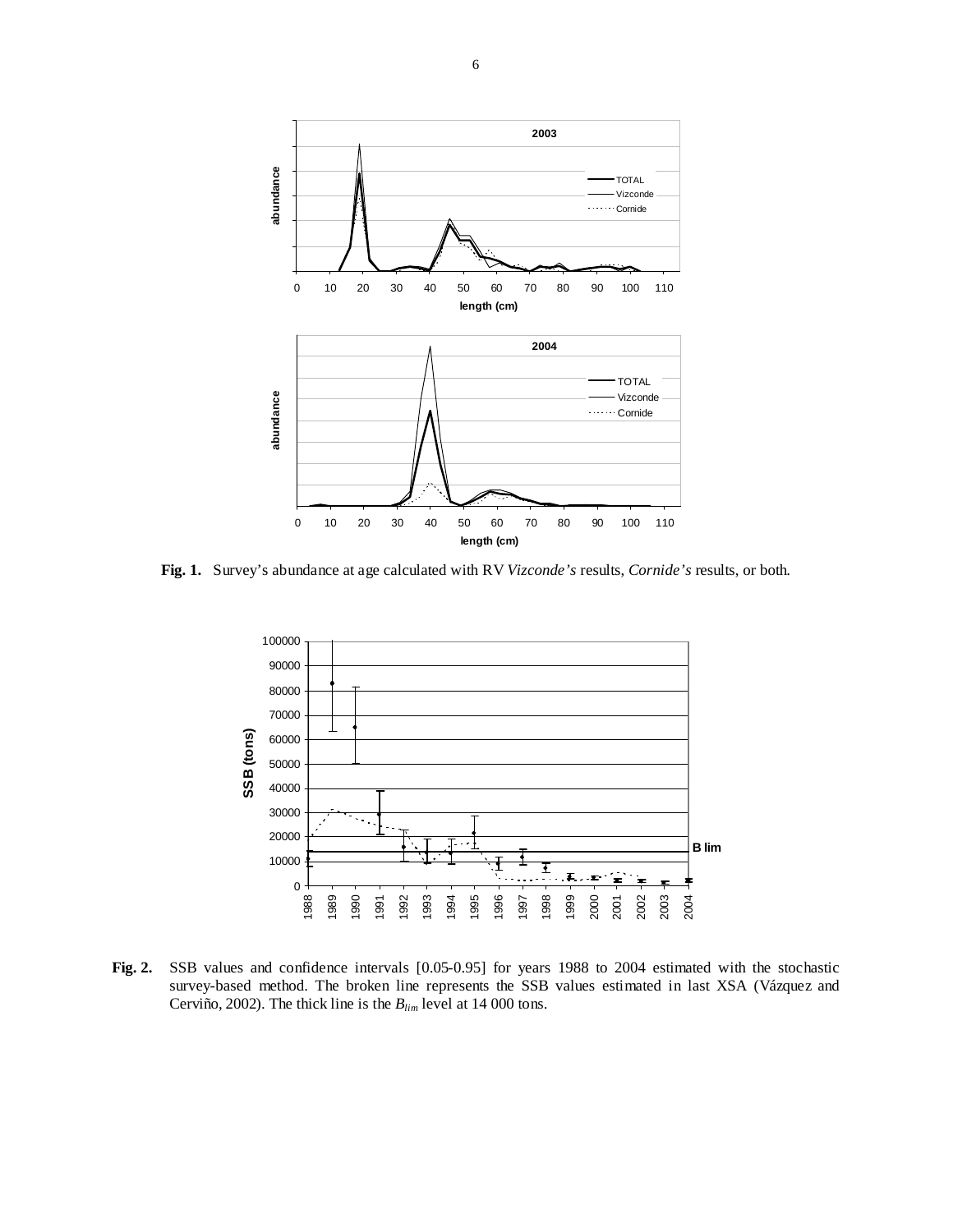**Fig. 1.** Survey's abundance at age calculated with RV *Vizconde's* results, *Cornide's* results, or both.

**Fig. 2.** SSB values and confidence intervals [0.05-0.95] for years 1988 to 2004 estimated with the stochastic survey-based method. The broken line represents the SSB values estimated in last XSA (Vázquez and Cerviño, 2002). The thick line is the $B_{lim}$ level at 14 000 tons.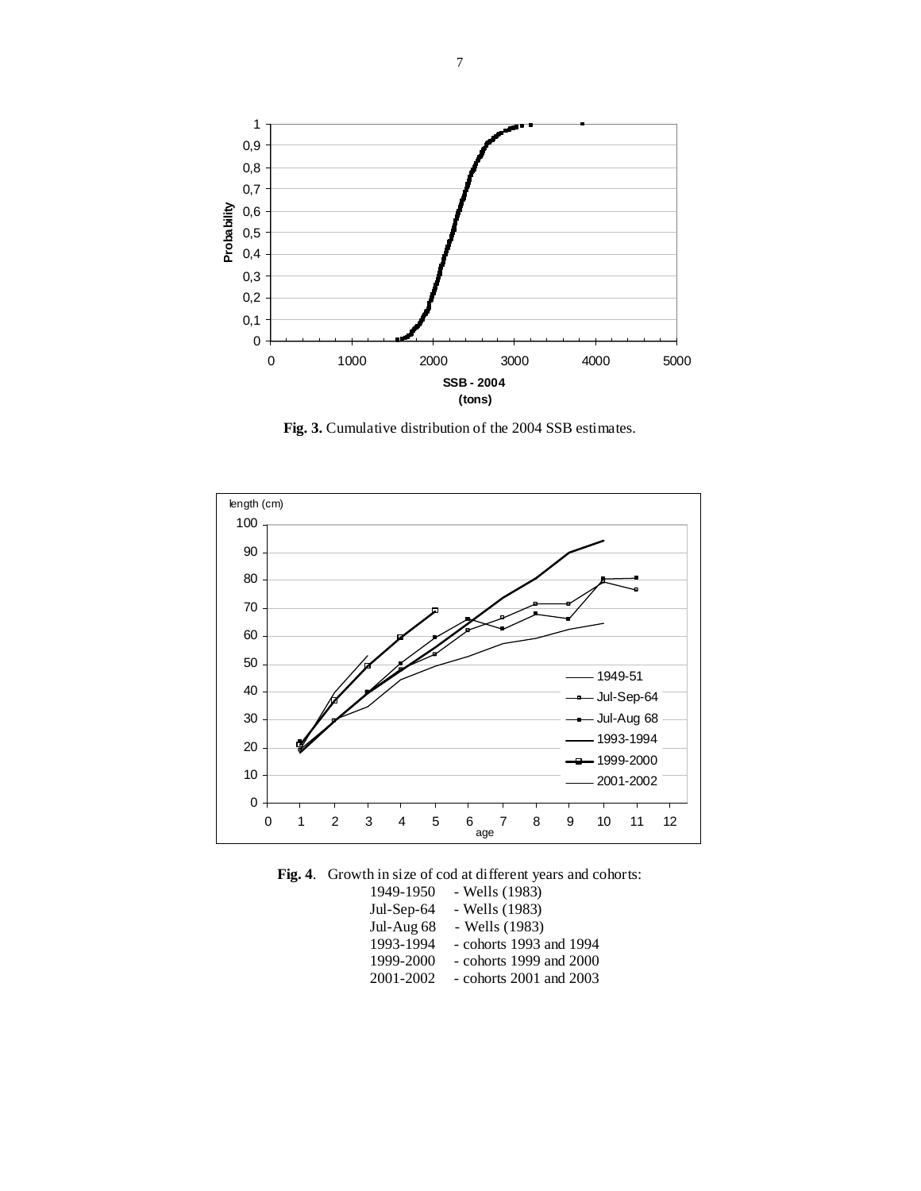1
0,9
0,8
0,7
0,6
0,5
0,4
0,3
0,2
0,1
0

Probability

0 1000 2000 3000 4000 5000

SSB - 2004
(tons)

**Fig. 3.** Cumulative distribution of the 2004 SSB estimates.

length (cm)

100
90
80
70
60
50
40
30
20
10
0

0 1 2 3 4 5 6 7 8 9 10 11 12

age

1949-51
Jul-Sep-64
Jul-Aug 68
1993-1994
1999-2000
2001-2002

**Fig. 4**. Growth in size of cod at different years and cohorts:

1949-1950 - Wells (1983)
Jul-Sep-64 - Wells (1983)
Jul-Aug 68 - Wells (1983)
1993-1994 - cohorts 1993 and 1994
1999-2000 - cohorts 1999 and 2000
2001-2002 - cohorts 2001 and 2003